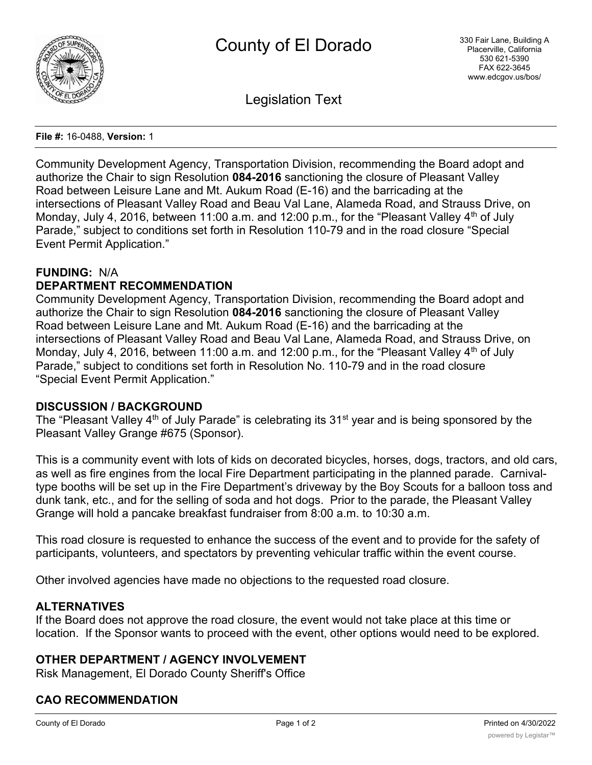# County of El Dorado

330 Fair Lane, Building A
Placerville, California
530 621-5390
FAX 622-3645
www.edcgov.us/bos/

## Legislation Text

**File #:** 16-0488, **Version:** 1

Community Development Agency, Transportation Division, recommending the Board adopt and authorize the Chair to sign Resolution **084-2016** sanctioning the closure of Pleasant Valley Road between Leisure Lane and Mt. Aukum Road (E-16) and the barricading at the intersections of Pleasant Valley Road and Beau Val Lane, Alameda Road, and Strauss Drive, on Monday, July 4, 2016, between 11:00 a.m. and 12:00 p.m., for the "Pleasant Valley 4th of July Parade," subject to conditions set forth in Resolution 110-79 and in the road closure "Special Event Permit Application."

**FUNDING:** N/A

**DEPARTMENT RECOMMENDATION**

Community Development Agency, Transportation Division, recommending the Board adopt and authorize the Chair to sign Resolution **084-2016** sanctioning the closure of Pleasant Valley Road between Leisure Lane and Mt. Aukum Road (E-16) and the barricading at the intersections of Pleasant Valley Road and Beau Val Lane, Alameda Road, and Strauss Drive, on Monday, July 4, 2016, between 11:00 a.m. and 12:00 p.m., for the "Pleasant Valley 4th of July Parade," subject to conditions set forth in Resolution No. 110-79 and in the road closure "Special Event Permit Application."

**DISCUSSION / BACKGROUND**

The "Pleasant Valley 4th of July Parade" is celebrating its 31st year and is being sponsored by the Pleasant Valley Grange #675 (Sponsor).

This is a community event with lots of kids on decorated bicycles, horses, dogs, tractors, and old cars, as well as fire engines from the local Fire Department participating in the planned parade. Carnival-type booths will be set up in the Fire Department's driveway by the Boy Scouts for a balloon toss and dunk tank, etc., and for the selling of soda and hot dogs. Prior to the parade, the Pleasant Valley Grange will hold a pancake breakfast fundraiser from 8:00 a.m. to 10:30 a.m.

This road closure is requested to enhance the success of the event and to provide for the safety of participants, volunteers, and spectators by preventing vehicular traffic within the event course.

Other involved agencies have made no objections to the requested road closure.

**ALTERNATIVES**

If the Board does not approve the road closure, the event would not take place at this time or location. If the Sponsor wants to proceed with the event, other options would need to be explored.

**OTHER DEPARTMENT / AGENCY INVOLVEMENT**

Risk Management, El Dorado County Sheriff's Office

**CAO RECOMMENDATION**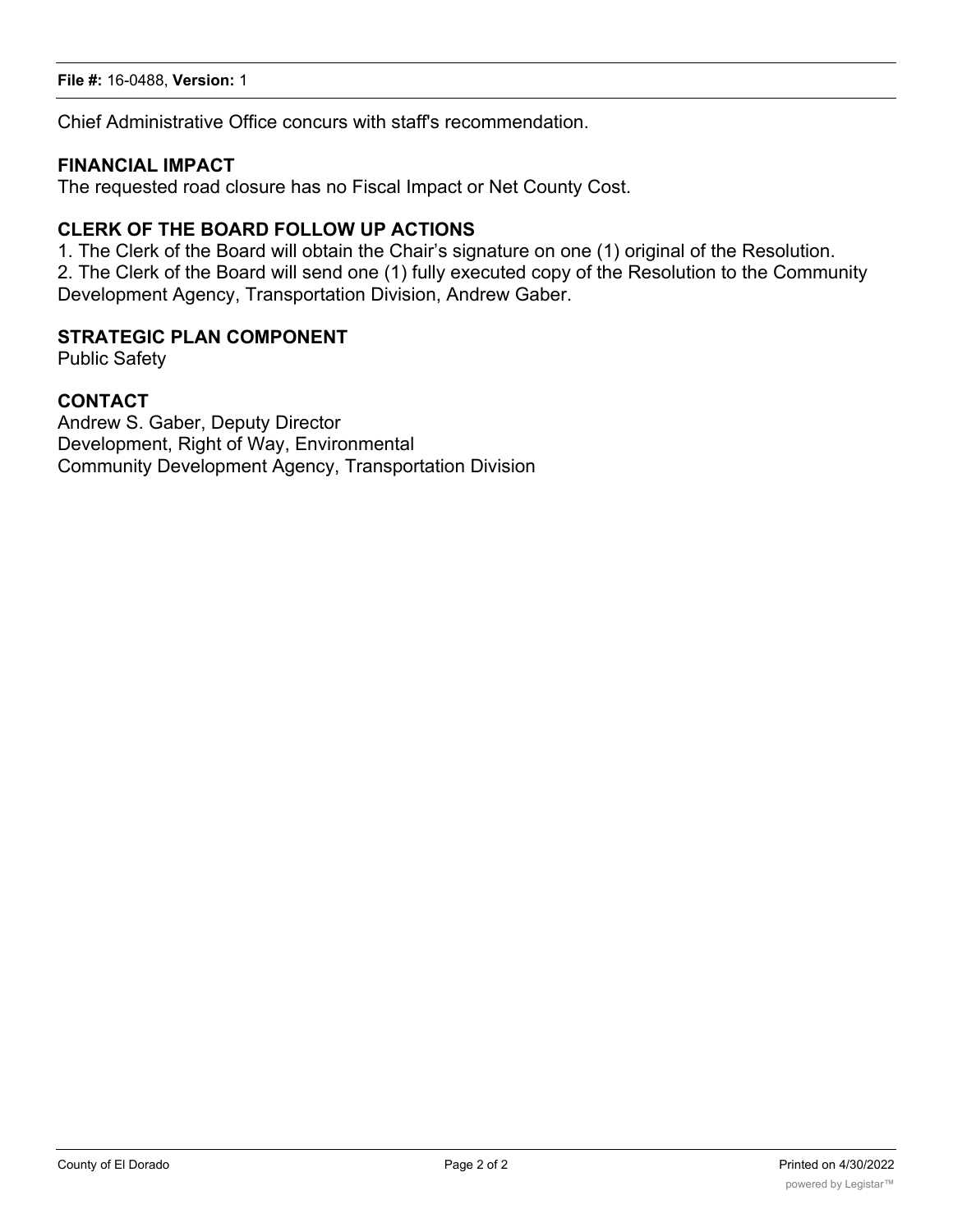Chief Administrative Office concurs with staff's recommendation.

**FINANCIAL IMPACT**

The requested road closure has no Fiscal Impact or Net County Cost.

**CLERK OF THE BOARD FOLLOW UP ACTIONS**

1. The Clerk of the Board will obtain the Chair's signature on one (1) original of the Resolution.
2. The Clerk of the Board will send one (1) fully executed copy of the Resolution to the Community Development Agency, Transportation Division, Andrew Gaber.

**STRATEGIC PLAN COMPONENT**

Public Safety

**CONTACT**

Andrew S. Gaber, Deputy Director
Development, Right of Way, Environmental
Community Development Agency, Transportation Division